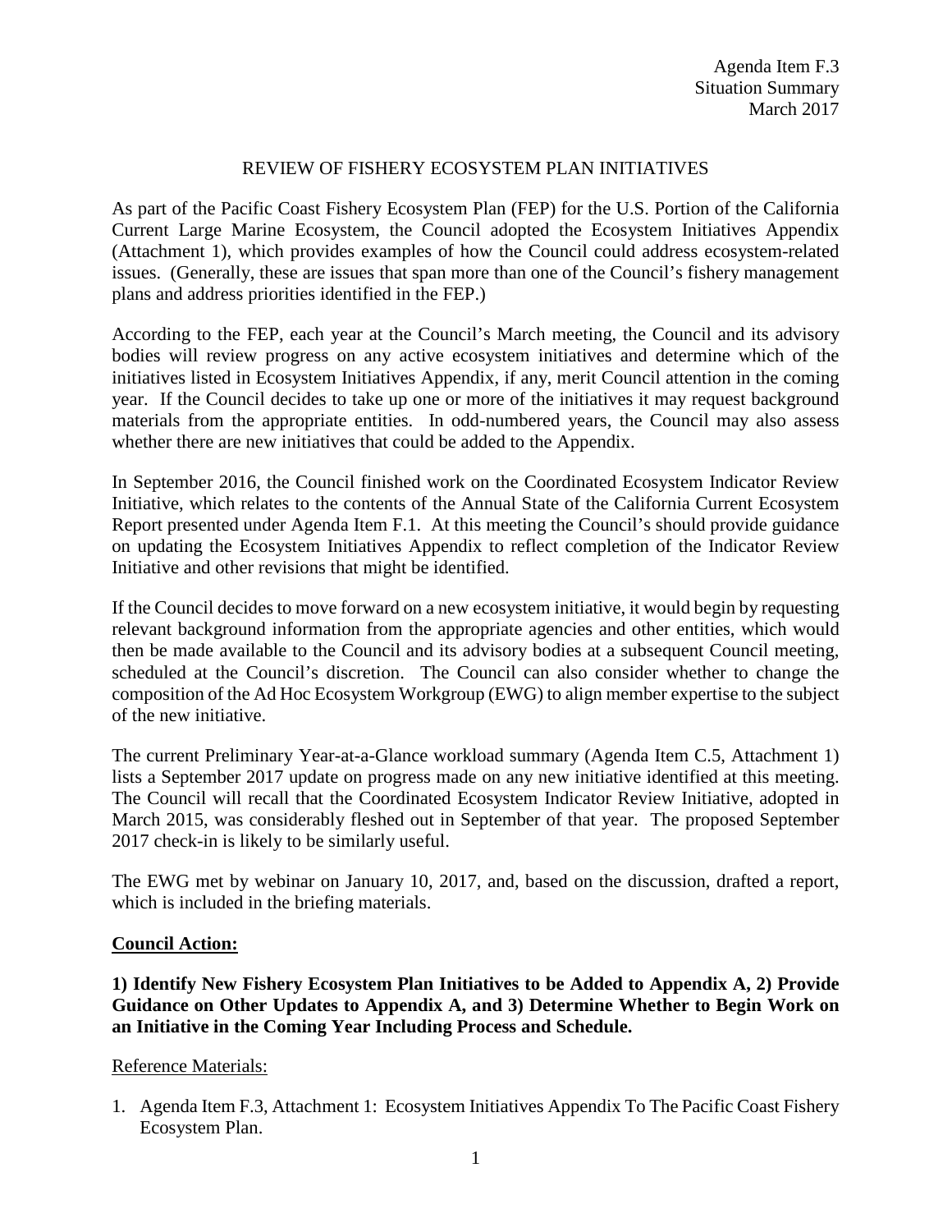Agenda Item F.3
Situation Summary
March 2017

# REVIEW OF FISHERY ECOSYSTEM PLAN INITIATIVES

As part of the Pacific Coast Fishery Ecosystem Plan (FEP) for the U.S. Portion of the California Current Large Marine Ecosystem, the Council adopted the Ecosystem Initiatives Appendix (Attachment 1), which provides examples of how the Council could address ecosystem-related issues. (Generally, these are issues that span more than one of the Council's fishery management plans and address priorities identified in the FEP.)

According to the FEP, each year at the Council's March meeting, the Council and its advisory bodies will review progress on any active ecosystem initiatives and determine which of the initiatives listed in Ecosystem Initiatives Appendix, if any, merit Council attention in the coming year. If the Council decides to take up one or more of the initiatives it may request background materials from the appropriate entities. In odd-numbered years, the Council may also assess whether there are new initiatives that could be added to the Appendix.

In September 2016, the Council finished work on the Coordinated Ecosystem Indicator Review Initiative, which relates to the contents of the Annual State of the California Current Ecosystem Report presented under Agenda Item F.1. At this meeting the Council's should provide guidance on updating the Ecosystem Initiatives Appendix to reflect completion of the Indicator Review Initiative and other revisions that might be identified.

If the Council decides to move forward on a new ecosystem initiative, it would begin by requesting relevant background information from the appropriate agencies and other entities, which would then be made available to the Council and its advisory bodies at a subsequent Council meeting, scheduled at the Council's discretion. The Council can also consider whether to change the composition of the Ad Hoc Ecosystem Workgroup (EWG) to align member expertise to the subject of the new initiative.

The current Preliminary Year-at-a-Glance workload summary (Agenda Item C.5, Attachment 1) lists a September 2017 update on progress made on any new initiative identified at this meeting. The Council will recall that the Coordinated Ecosystem Indicator Review Initiative, adopted in March 2015, was considerably fleshed out in September of that year. The proposed September 2017 check-in is likely to be similarly useful.

The EWG met by webinar on January 10, 2017, and, based on the discussion, drafted a report, which is included in the briefing materials.

## Council Action:

**1) Identify New Fishery Ecosystem Plan Initiatives to be Added to Appendix A, 2) Provide Guidance on Other Updates to Appendix A, and 3) Determine Whether to Begin Work on an Initiative in the Coming Year Including Process and Schedule.**

Reference Materials:

1. Agenda Item F.3, Attachment 1: Ecosystem Initiatives Appendix To The Pacific Coast Fishery Ecosystem Plan.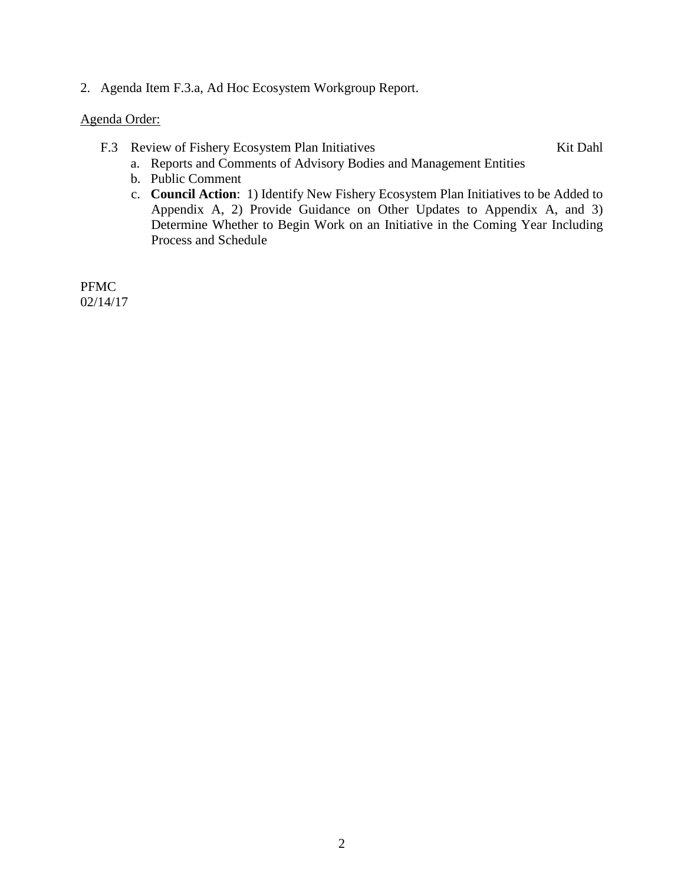2. Agenda Item F.3.a, Ad Hoc Ecosystem Workgroup Report.

Agenda Order:

F.3 Review of Fishery Ecosystem Plan Initiatives — Kit Dahl

   a. Reports and Comments of Advisory Bodies and Management Entities
   b. Public Comment
   c. **Council Action**: 1) Identify New Fishery Ecosystem Plan Initiatives to be Added to Appendix A, 2) Provide Guidance on Other Updates to Appendix A, and 3) Determine Whether to Begin Work on an Initiative in the Coming Year Including Process and Schedule

PFMC
02/14/17